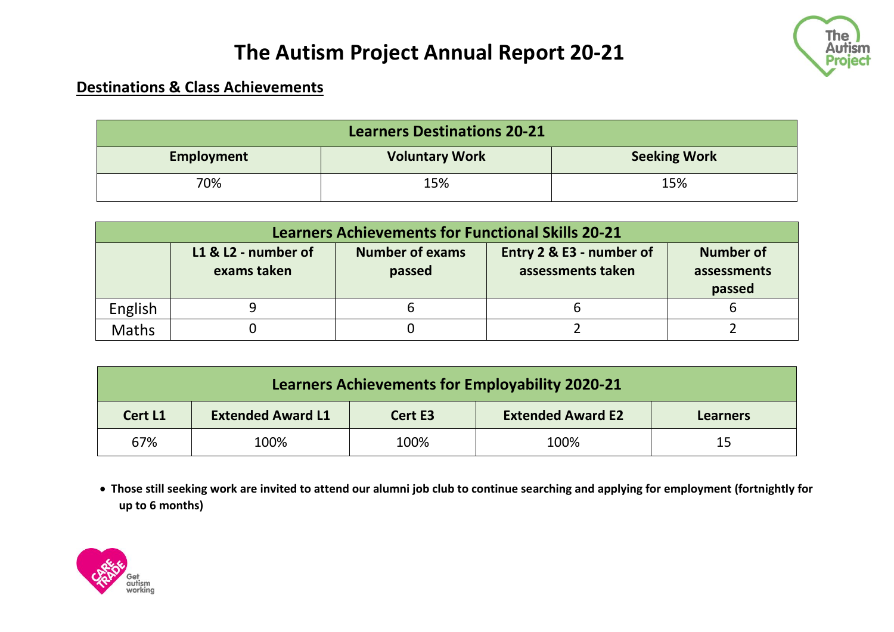# The Autism Project Annual Report 20-21

## Destinations & Class Achievements

| Learners Destinations 20-21 | | |
|---|---|---|
| **Employment** | **Voluntary Work** | **Seeking Work** |
| 70% | 15% | 15% |

| Learners Achievements for Functional Skills 20-21 | | | | |
|---|---|---|---|---|
| | **L1 & L2 - number of exams taken** | **Number of exams passed** | **Entry 2 & E3 - number of assessments taken** | **Number of assessments passed** |
| English | 9 | 6 | 6 | 6 |
| Maths | 0 | 0 | 2 | 2 |

| Learners Achievements for Employability 2020-21 | | | | |
|---|---|---|---|---|
| **Cert L1** | **Extended Award L1** | **Cert E3** | **Extended Award E2** | **Learners** |
| 67% | 100% | 100% | 100% | 15 |

- **Those still seeking work are invited to attend our alumni job club to continue searching and applying for employment (fortnightly for up to 6 months)**

Get autism working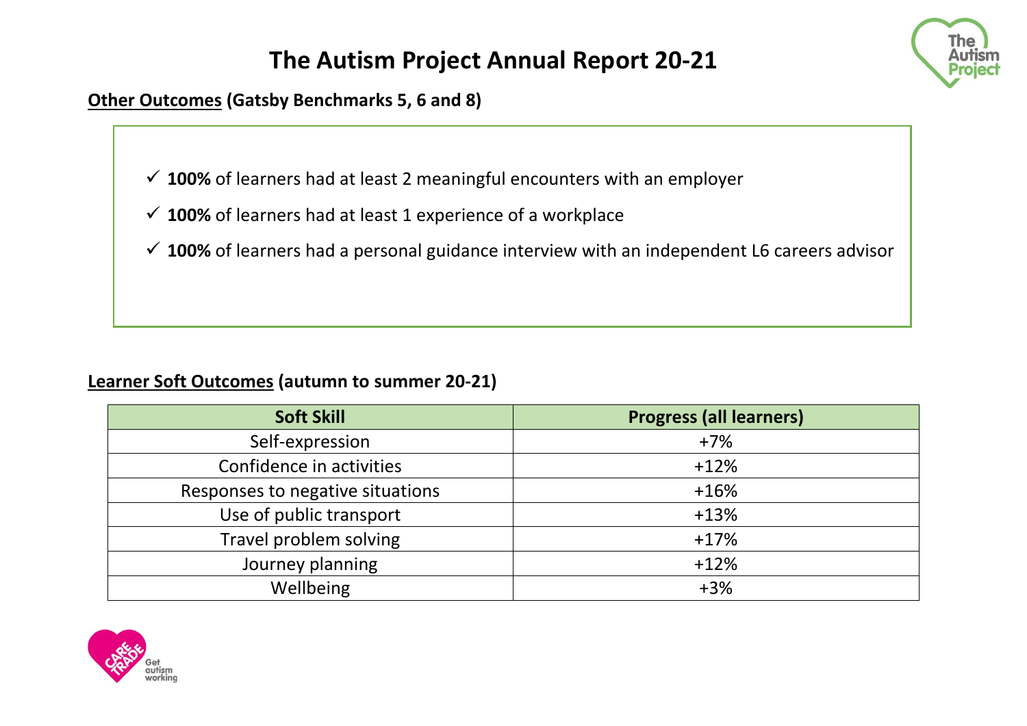# The Autism Project Annual Report 20-21

**Other Outcomes (Gatsby Benchmarks 5, 6 and 8)**

- ✓ **100%** of learners had at least 2 meaningful encounters with an employer
- ✓ **100%** of learners had at least 1 experience of a workplace
- ✓ **100%** of learners had a personal guidance interview with an independent L6 careers advisor

**Learner Soft Outcomes (autumn to summer 20-21)**

| Soft Skill | Progress (all learners) |
|---|---|
| Self-expression | +7% |
| Confidence in activities | +12% |
| Responses to negative situations | +16% |
| Use of public transport | +13% |
| Travel problem solving | +17% |
| Journey planning | +12% |
| Wellbeing | +3% |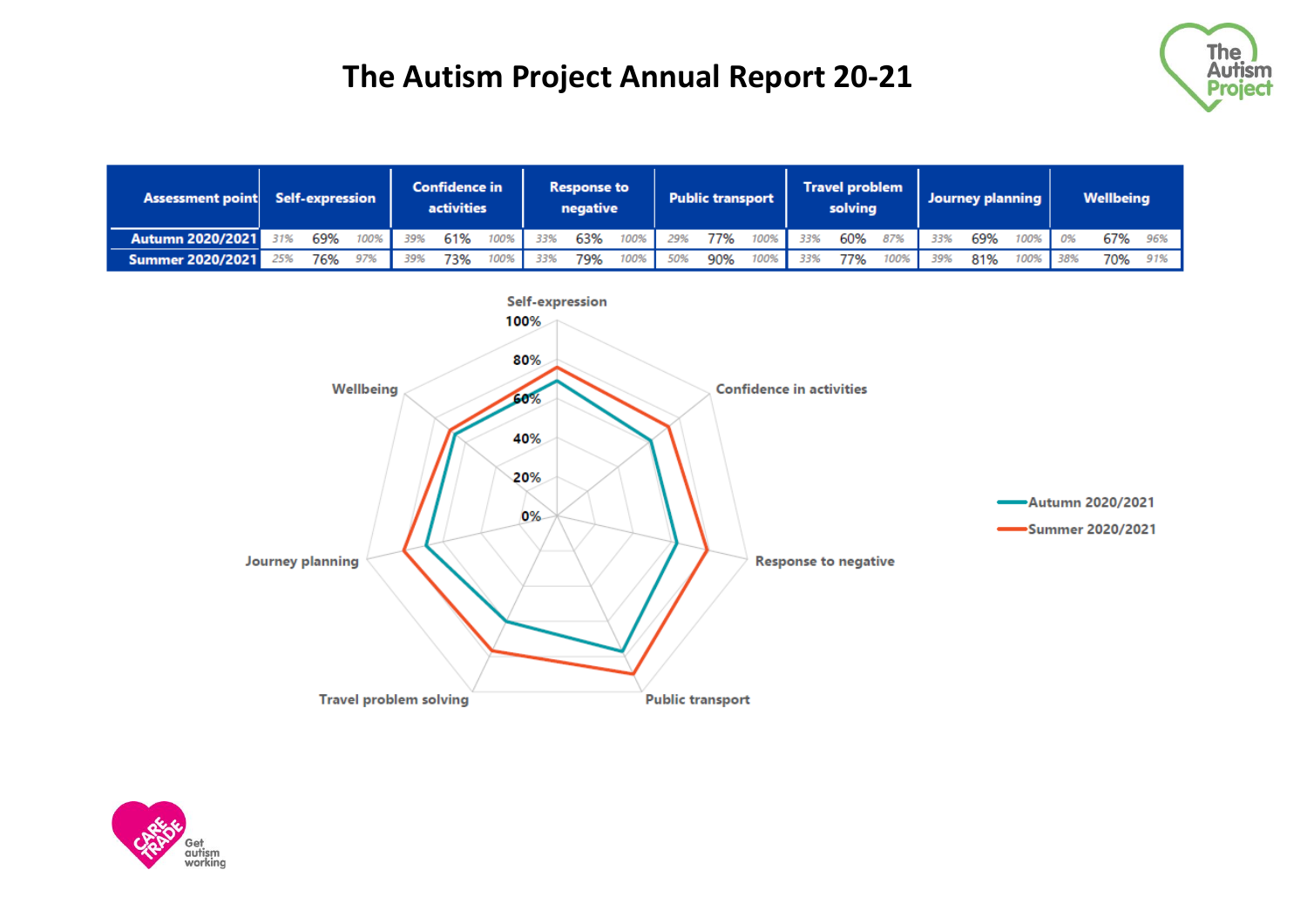# The Autism Project Annual Report 20-21

| Assessment point | Self-expression | | | Confidence in activities | | | Response to negative | | | Public transport | | | Travel problem solving | | | Journey planning | | | Wellbeing | | |
|---|---|---|---|---|---|---|---|---|---|---|---|---|---|---|---|---|---|---|---|---|---|
| Autumn 2020/2021 | 31% | 69% | 100% | 39% | 61% | 100% | 33% | 63% | 100% | 29% | 77% | 100% | 33% | 60% | 87% | 33% | 69% | 100% | 0% | 67% | 96% |
| Summer 2020/2021 | 25% | 76% | 97% | 39% | 73% | 100% | 33% | 79% | 100% | 50% | 90% | 100% | 33% | 77% | 100% | 39% | 81% | 100% | 38% | 70% | 91% |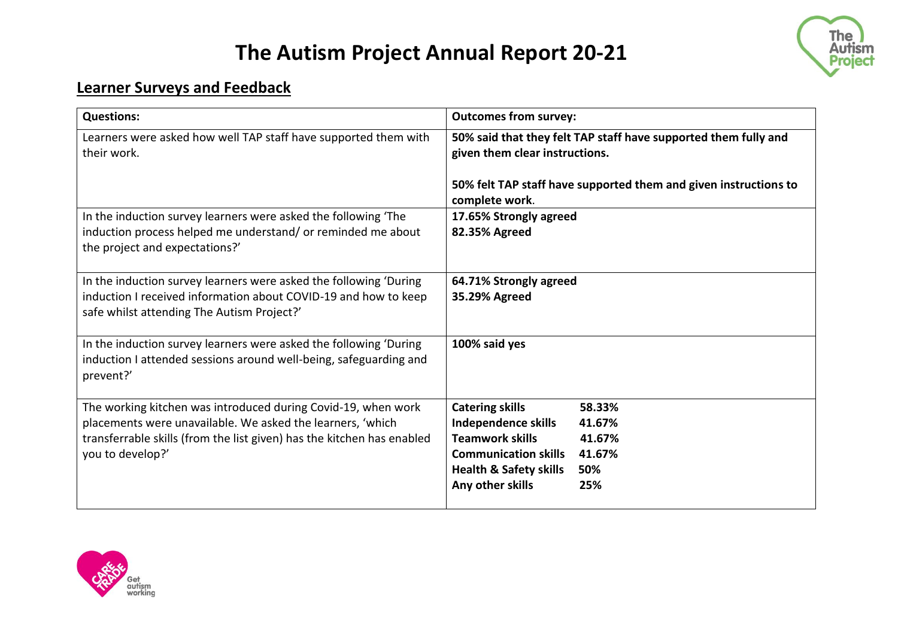# The Autism Project Annual Report 20-21

## Learner Surveys and Feedback

| Questions: | Outcomes from survey: |
|---|---|
| Learners were asked how well TAP staff have supported them with their work. | **50% said that they felt TAP staff have supported them fully and given them clear instructions.**<br><br>**50% felt TAP staff have supported them and given instructions to complete work.** |
| In the induction survey learners were asked the following 'The induction process helped me understand/ or reminded me about the project and expectations?' | **17.65% Strongly agreed**<br>**82.35% Agreed** |
| In the induction survey learners were asked the following 'During induction I received information about COVID-19 and how to keep safe whilst attending The Autism Project?' | **64.71% Strongly agreed**<br>**35.29% Agreed** |
| In the induction survey learners were asked the following 'During induction I attended sessions around well-being, safeguarding and prevent?' | **100% said yes** |
| The working kitchen was introduced during Covid-19, when work placements were unavailable. We asked the learners, 'which transferrable skills (from the list given) has the kitchen has enabled you to develop?' | **Catering skills 58.33%**<br>**Independence skills 41.67%**<br>**Teamwork skills 41.67%**<br>**Communication skills 41.67%**<br>**Health & Safety skills 50%**<br>**Any other skills 25%** |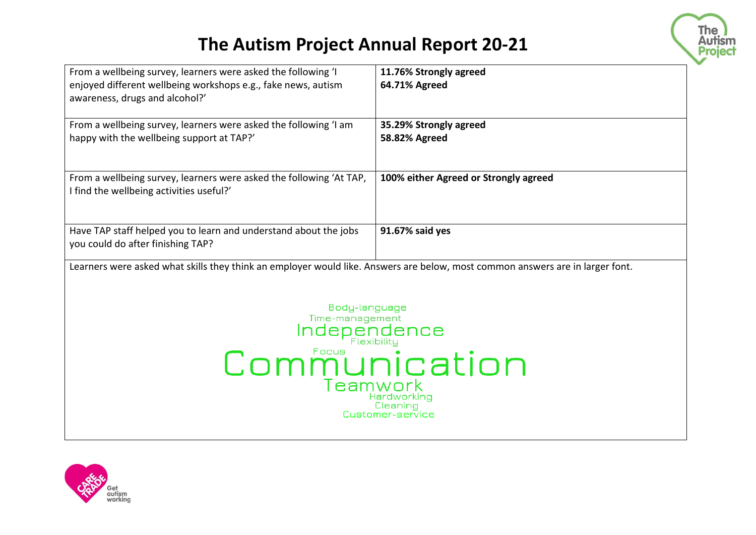# The Autism Project Annual Report 20-21

| | |
|---|---|
| From a wellbeing survey, learners were asked the following 'I enjoyed different wellbeing workshops e.g., fake news, autism awareness, drugs and alcohol?' | **11.76% Strongly agreed**<br>**64.71% Agreed** |
| From a wellbeing survey, learners were asked the following 'I am happy with the wellbeing support at TAP?' | **35.29% Strongly agreed**<br>**58.82% Agreed** |
| From a wellbeing survey, learners were asked the following 'At TAP, I find the wellbeing activities useful?' | **100% either Agreed or Strongly agreed** |
| Have TAP staff helped you to learn and understand about the jobs you could do after finishing TAP? | **91.67% said yes** |

Learners were asked what skills they think an employer would like. Answers are below, most common answers are in larger font.

Body-language
Time-management
Independence
Flexibility
Focus
Communication
Teamwork
Hardworking
Cleaning
Customer-service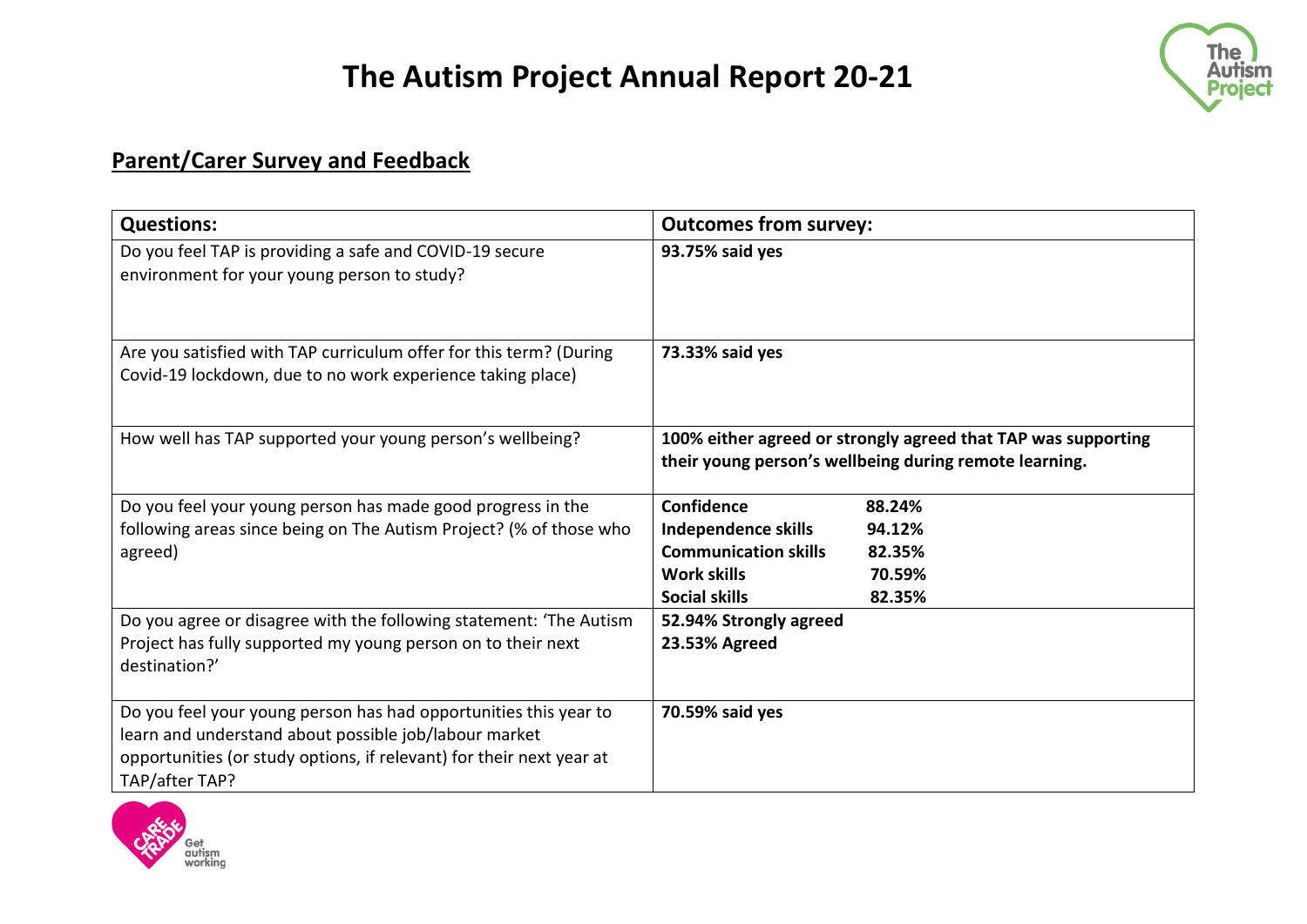# The Autism Project Annual Report 20-21

## Parent/Carer Survey and Feedback

| Questions: | Outcomes from survey: |
|---|---|
| Do you feel TAP is providing a safe and COVID-19 secure environment for your young person to study? | **93.75% said yes** |
| Are you satisfied with TAP curriculum offer for this term? (During Covid-19 lockdown, due to no work experience taking place) | **73.33% said yes** |
| How well has TAP supported your young person's wellbeing? | **100% either agreed or strongly agreed that TAP was supporting their young person's wellbeing during remote learning.** |
| Do you feel your young person has made good progress in the following areas since being on The Autism Project? (% of those who agreed) | **Confidence 88.24%**<br>**Independence skills 94.12%**<br>**Communication skills 82.35%**<br>**Work skills 70.59%**<br>**Social skills 82.35%** |
| Do you agree or disagree with the following statement: 'The Autism Project has fully supported my young person on to their next destination?' | **52.94% Strongly agreed**<br>**23.53% Agreed** |
| Do you feel your young person has had opportunities this year to learn and understand about possible job/labour market opportunities (or study options, if relevant) for their next year at TAP/after TAP? | **70.59% said yes** |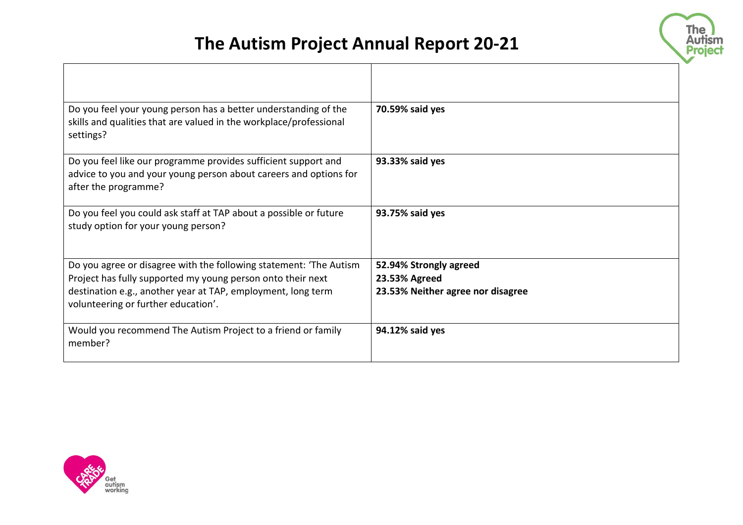# The Autism Project Annual Report 20-21

| | |
|---|---|
| Do you feel your young person has a better understanding of the skills and qualities that are valued in the workplace/professional settings? | **70.59% said yes** |
| Do you feel like our programme provides sufficient support and advice to you and your young person about careers and options for after the programme? | **93.33% said yes** |
| Do you feel you could ask staff at TAP about a possible or future study option for your young person? | **93.75% said yes** |
| Do you agree or disagree with the following statement: 'The Autism Project has fully supported my young person onto their next destination e.g., another year at TAP, employment, long term volunteering or further education'. | **52.94% Strongly agreed**<br>**23.53% Agreed**<br>**23.53% Neither agree nor disagree** |
| Would you recommend The Autism Project to a friend or family member? | **94.12% said yes** |